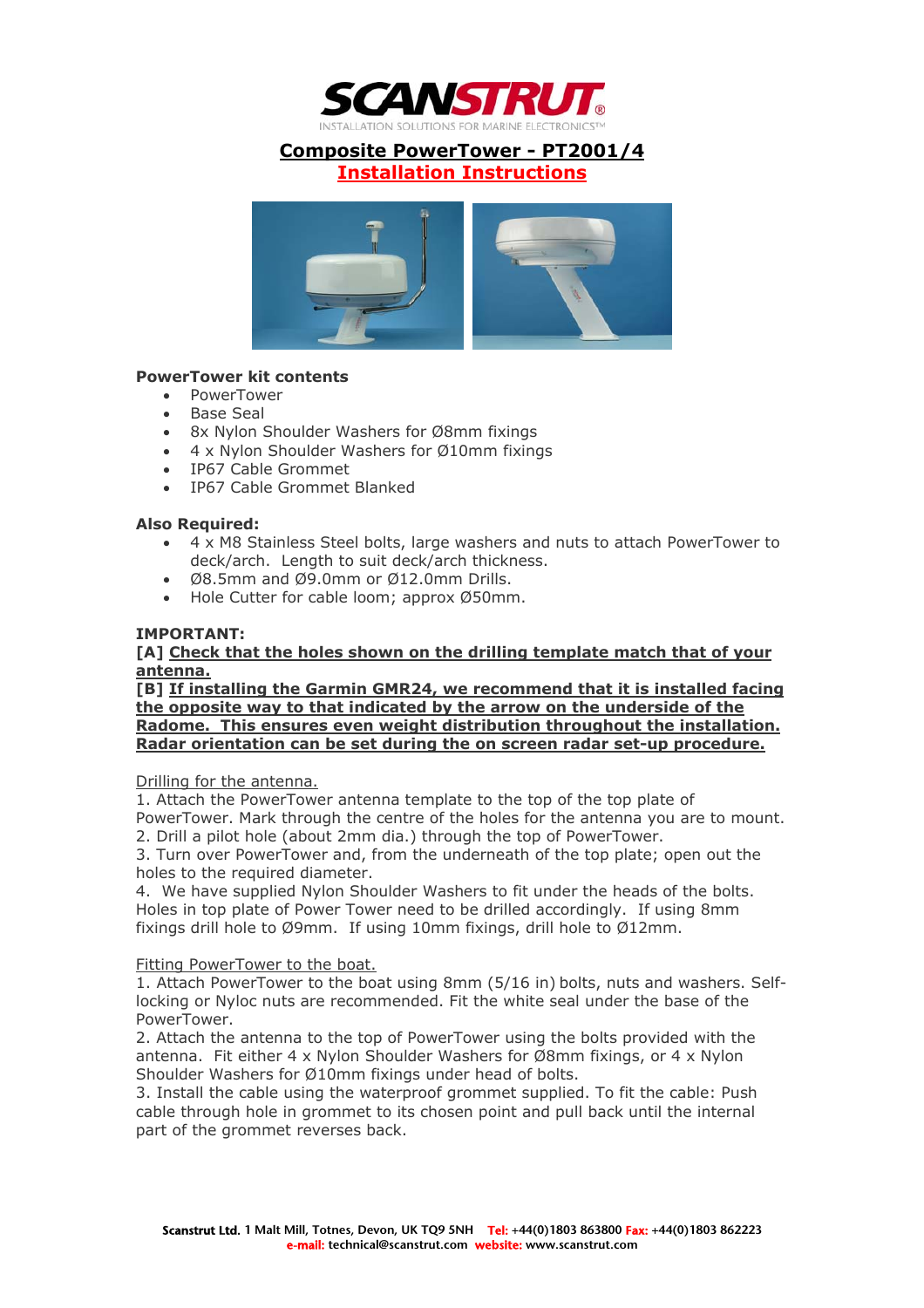# SCANSTRUT®

INSTALLATION SOLUTIONS FOR MARINE ELECTRONICS™

## Composite PowerTower - PT2001/4

## Installation Instructions

**PowerTower kit contents**

- PowerTower
- Base Seal
- 8x Nylon Shoulder Washers for Ø8mm fixings
- 4 x Nylon Shoulder Washers for Ø10mm fixings
- IP67 Cable Grommet
- IP67 Cable Grommet Blanked

**Also Required:**

- 4 x M8 Stainless Steel bolts, large washers and nuts to attach PowerTower to deck/arch. Length to suit deck/arch thickness.
- Ø8.5mm and Ø9.0mm or Ø12.0mm Drills.
- Hole Cutter for cable loom; approx Ø50mm.

**IMPORTANT:**

**[A] Check that the holes shown on the drilling template match that of your antenna.**

**[B] If installing the Garmin GMR24, we recommend that it is installed facing the opposite way to that indicated by the arrow on the underside of the Radome. This ensures even weight distribution throughout the installation. Radar orientation can be set during the on screen radar set-up procedure.**

Drilling for the antenna.

1. Attach the PowerTower antenna template to the top of the top plate of PowerTower. Mark through the centre of the holes for the antenna you are to mount.
2. Drill a pilot hole (about 2mm dia.) through the top of PowerTower.
3. Turn over PowerTower and, from the underneath of the top plate; open out the holes to the required diameter.
4. We have supplied Nylon Shoulder Washers to fit under the heads of the bolts. Holes in top plate of Power Tower need to be drilled accordingly. If using 8mm fixings drill hole to Ø9mm. If using 10mm fixings, drill hole to Ø12mm.

Fitting PowerTower to the boat.

1. Attach PowerTower to the boat using 8mm (5/16 in) bolts, nuts and washers. Self-locking or Nyloc nuts are recommended. Fit the white seal under the base of the PowerTower.
2. Attach the antenna to the top of PowerTower using the bolts provided with the antenna. Fit either 4 x Nylon Shoulder Washers for Ø8mm fixings, or 4 x Nylon Shoulder Washers for Ø10mm fixings under head of bolts.
3. Install the cable using the waterproof grommet supplied. To fit the cable: Push cable through hole in grommet to its chosen point and pull back until the internal part of the grommet reverses back.

**Scanstrut Ltd.** 1 Malt Mill, Totnes, Devon, UK TQ9 5NH **Tel:** +44(0)1803 863800 **Fax:** +44(0)1803 862223
**e-mail:** technical@scanstrut.com **website:** www.scanstrut.com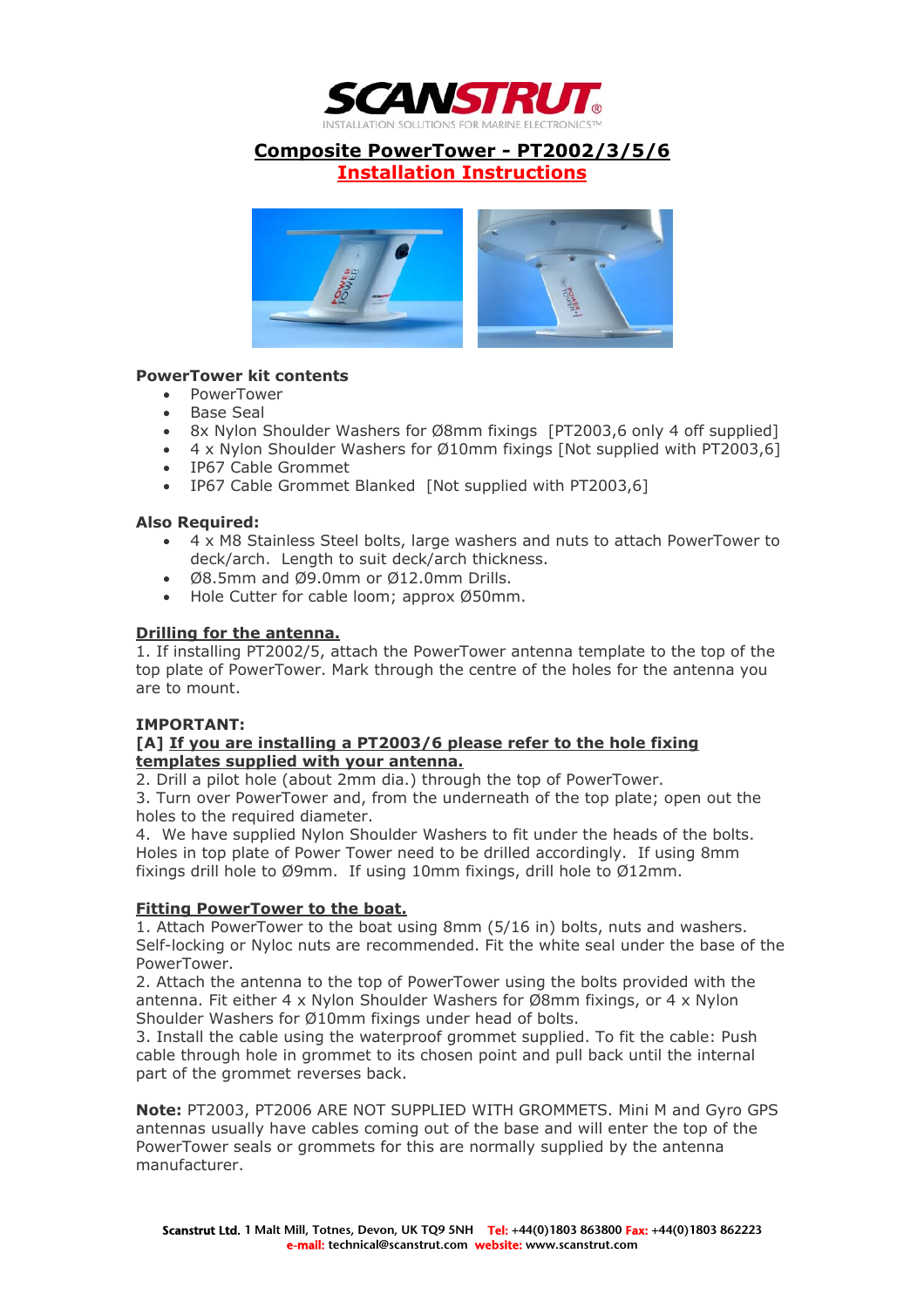SCANSTRUT®

INSTALLATION SOLUTIONS FOR MARINE ELECTRONICS™

# Composite PowerTower - PT2002/3/5/6

## Installation Instructions

**PowerTower kit contents**

- PowerTower
- Base Seal
- 8x Nylon Shoulder Washers for Ø8mm fixings [PT2003,6 only 4 off supplied]
- 4 x Nylon Shoulder Washers for Ø10mm fixings [Not supplied with PT2003,6]
- IP67 Cable Grommet
- IP67 Cable Grommet Blanked [Not supplied with PT2003,6]

**Also Required:**

- 4 x M8 Stainless Steel bolts, large washers and nuts to attach PowerTower to deck/arch. Length to suit deck/arch thickness.
- Ø8.5mm and Ø9.0mm or Ø12.0mm Drills.
- Hole Cutter for cable loom; approx Ø50mm.

**Drilling for the antenna.**

1. If installing PT2002/5, attach the PowerTower antenna template to the top of the top plate of PowerTower. Mark through the centre of the holes for the antenna you are to mount.

**IMPORTANT:**

**[A] If you are installing a PT2003/6 please refer to the hole fixing templates supplied with your antenna.**

2. Drill a pilot hole (about 2mm dia.) through the top of PowerTower.
3. Turn over PowerTower and, from the underneath of the top plate; open out the holes to the required diameter.
4. We have supplied Nylon Shoulder Washers to fit under the heads of the bolts. Holes in top plate of Power Tower need to be drilled accordingly. If using 8mm fixings drill hole to Ø9mm. If using 10mm fixings, drill hole to Ø12mm.

**Fitting PowerTower to the boat.**

1. Attach PowerTower to the boat using 8mm (5/16 in) bolts, nuts and washers. Self-locking or Nyloc nuts are recommended. Fit the white seal under the base of the PowerTower.
2. Attach the antenna to the top of PowerTower using the bolts provided with the antenna. Fit either 4 x Nylon Shoulder Washers for Ø8mm fixings, or 4 x Nylon Shoulder Washers for Ø10mm fixings under head of bolts.
3. Install the cable using the waterproof grommet supplied. To fit the cable: Push cable through hole in grommet to its chosen point and pull back until the internal part of the grommet reverses back.

**Note:** PT2003, PT2006 ARE NOT SUPPLIED WITH GROMMETS. Mini M and Gyro GPS antennas usually have cables coming out of the base and will enter the top of the PowerTower seals or grommets for this are normally supplied by the antenna manufacturer.

**Scanstrut Ltd.** 1 Malt Mill, Totnes, Devon, UK TQ9 5NH **Tel:** +44(0)1803 863800 **Fax:** +44(0)1803 862223
**e-mail:** technical@scanstrut.com **website:** www.scanstrut.com